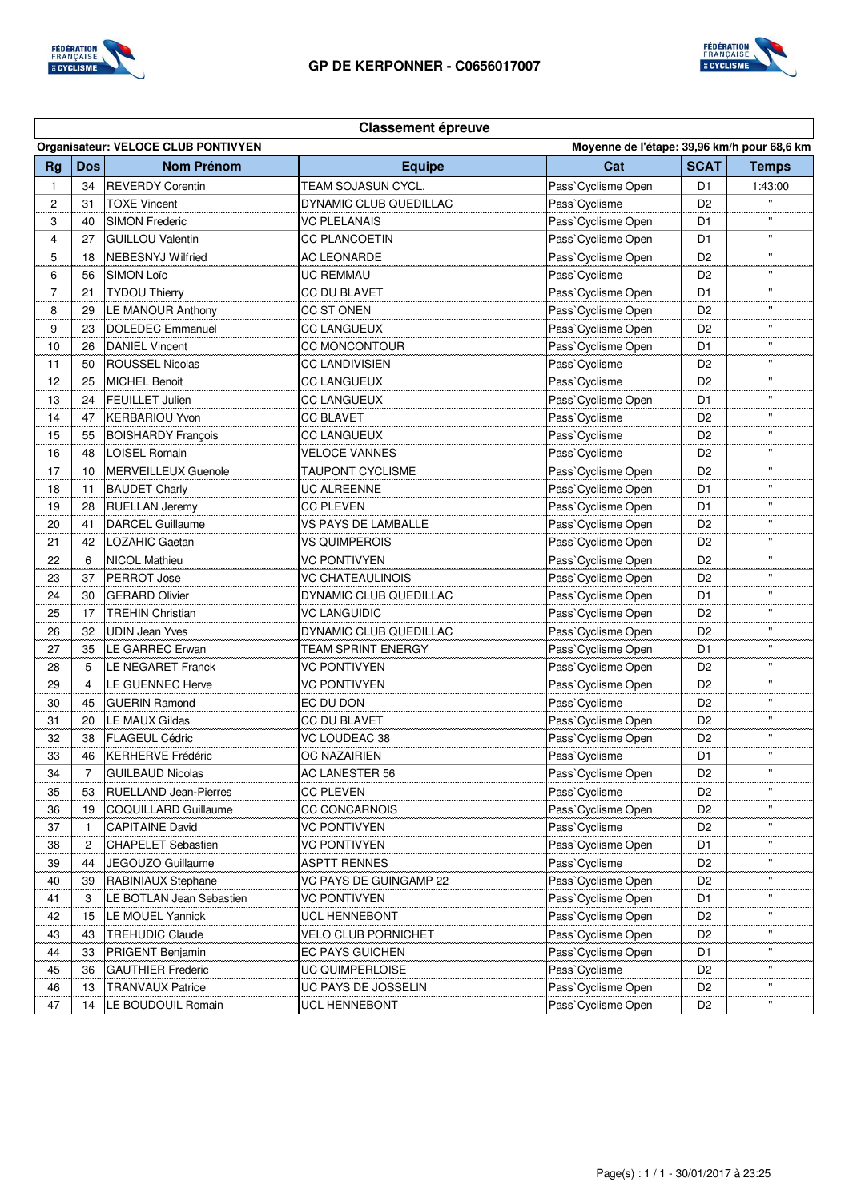# GP DE KERPONNER - C0656017007

## Classement épreuve

**Organisateur: VELOCE CLUB PONTIVYEN** — **Moyenne de l'étape: 39,96 km/h pour 68,6 km**

| Rg | Dos | Nom Prénom | Equipe | Cat | SCAT | Temps |
|---|---|---|---|---|---|---|
| 1 | 34 | REVERDY Corentin | TEAM SOJASUN CYCL. | Pass`Cyclisme Open | D1 | 1:43:00 |
| 2 | 31 | TOXE Vincent | DYNAMIC CLUB QUEDILLAC | Pass`Cyclisme | D2 | " |
| 3 | 40 | SIMON Frederic | VC PLELANAIS | Pass`Cyclisme Open | D1 | " |
| 4 | 27 | GUILLOU Valentin | CC PLANCOETIN | Pass`Cyclisme Open | D1 | " |
| 5 | 18 | NEBESNYJ Wilfried | AC LEONARDE | Pass`Cyclisme Open | D2 | " |
| 6 | 56 | SIMON Loïc | UC REMMAU | Pass`Cyclisme | D2 | " |
| 7 | 21 | TYDOU Thierry | CC DU BLAVET | Pass`Cyclisme Open | D1 | " |
| 8 | 29 | LE MANOUR Anthony | CC ST ONEN | Pass`Cyclisme Open | D2 | " |
| 9 | 23 | DOLEDEC Emmanuel | CC LANGUEUX | Pass`Cyclisme Open | D2 | " |
| 10 | 26 | DANIEL Vincent | CC MONCONTOUR | Pass`Cyclisme Open | D1 | " |
| 11 | 50 | ROUSSEL Nicolas | CC LANDIVISIEN | Pass`Cyclisme | D2 | " |
| 12 | 25 | MICHEL Benoit | CC LANGUEUX | Pass`Cyclisme | D2 | " |
| 13 | 24 | FEUILLET Julien | CC LANGUEUX | Pass`Cyclisme Open | D1 | " |
| 14 | 47 | KERBARIOU Yvon | CC BLAVET | Pass`Cyclisme | D2 | " |
| 15 | 55 | BOISHARDY François | CC LANGUEUX | Pass`Cyclisme | D2 | " |
| 16 | 48 | LOISEL Romain | VELOCE VANNES | Pass`Cyclisme | D2 | " |
| 17 | 10 | MERVEILLEUX Guenole | TAUPONT CYCLISME | Pass`Cyclisme Open | D2 | " |
| 18 | 11 | BAUDET Charly | UC ALREENNE | Pass`Cyclisme Open | D1 | " |
| 19 | 28 | RUELLAN Jeremy | CC PLEVEN | Pass`Cyclisme Open | D1 | " |
| 20 | 41 | DARCEL Guillaume | VS PAYS DE LAMBALLE | Pass`Cyclisme Open | D2 | " |
| 21 | 42 | LOZAHIC Gaetan | VS QUIMPEROIS | Pass`Cyclisme Open | D2 | " |
| 22 | 6 | NICOL Mathieu | VC PONTIVYEN | Pass`Cyclisme Open | D2 | " |
| 23 | 37 | PERROT Jose | VC CHATEAULINOIS | Pass`Cyclisme Open | D2 | " |
| 24 | 30 | GERARD Olivier | DYNAMIC CLUB QUEDILLAC | Pass`Cyclisme Open | D1 | " |
| 25 | 17 | TREHIN Christian | VC LANGUIDIC | Pass`Cyclisme Open | D2 | " |
| 26 | 32 | UDIN Jean Yves | DYNAMIC CLUB QUEDILLAC | Pass`Cyclisme Open | D2 | " |
| 27 | 35 | LE GARREC Erwan | TEAM SPRINT ENERGY | Pass`Cyclisme Open | D1 | " |
| 28 | 5 | LE NEGARET Franck | VC PONTIVYEN | Pass`Cyclisme Open | D2 | " |
| 29 | 4 | LE GUENNEC Herve | VC PONTIVYEN | Pass`Cyclisme Open | D2 | " |
| 30 | 45 | GUERIN Ramond | EC DU DON | Pass`Cyclisme | D2 | " |
| 31 | 20 | LE MAUX Gildas | CC DU BLAVET | Pass`Cyclisme Open | D2 | " |
| 32 | 38 | FLAGEUL Cédric | VC LOUDEAC 38 | Pass`Cyclisme Open | D2 | " |
| 33 | 46 | KERHERVE Frédéric | OC NAZAIRIEN | Pass`Cyclisme | D1 | " |
| 34 | 7 | GUILBAUD Nicolas | AC LANESTER 56 | Pass`Cyclisme Open | D2 | " |
| 35 | 53 | RUELLAND Jean-Pierres | CC PLEVEN | Pass`Cyclisme | D2 | " |
| 36 | 19 | COQUILLARD Guillaume | CC CONCARNOIS | Pass`Cyclisme Open | D2 | " |
| 37 | 1 | CAPITAINE David | VC PONTIVYEN | Pass`Cyclisme | D2 | " |
| 38 | 2 | CHAPELET Sebastien | VC PONTIVYEN | Pass`Cyclisme Open | D1 | " |
| 39 | 44 | JEGOUZO Guillaume | ASPTT RENNES | Pass`Cyclisme | D2 | " |
| 40 | 39 | RABINIAUX Stephane | VC PAYS DE GUINGAMP 22 | Pass`Cyclisme Open | D2 | " |
| 41 | 3 | LE BOTLAN Jean Sebastien | VC PONTIVYEN | Pass`Cyclisme Open | D1 | " |
| 42 | 15 | LE MOUEL Yannick | UCL HENNEBONT | Pass`Cyclisme Open | D2 | " |
| 43 | 43 | TREHUDIC Claude | VELO CLUB PORNICHET | Pass`Cyclisme Open | D2 | " |
| 44 | 33 | PRIGENT Benjamin | EC PAYS GUICHEN | Pass`Cyclisme Open | D1 | " |
| 45 | 36 | GAUTHIER Frederic | UC QUIMPERLOISE | Pass`Cyclisme | D2 | " |
| 46 | 13 | TRANVAUX Patrice | UC PAYS DE JOSSELIN | Pass`Cyclisme Open | D2 | " |
| 47 | 14 | LE BOUDOUIL Romain | UCL HENNEBONT | Pass`Cyclisme Open | D2 | " |

Page(s) : 1 / 1 - 30/01/2017 à 23:25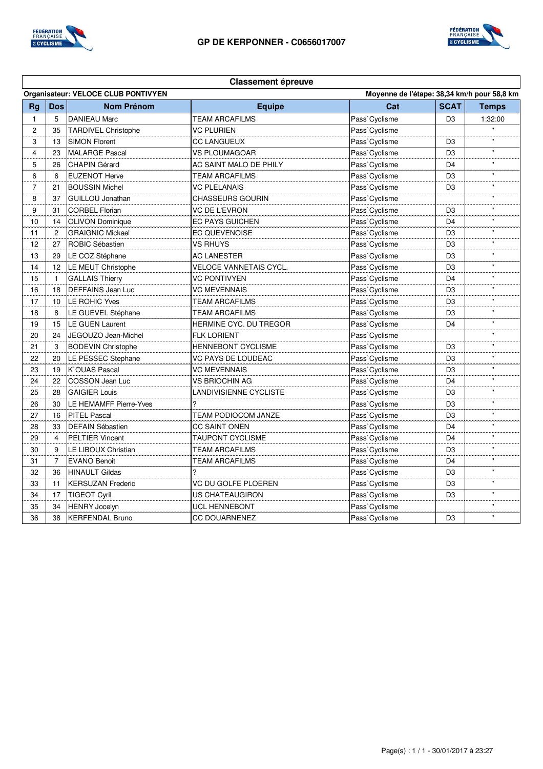# GP DE KERPONNER - C0656017007

## Classement épreuve

**Organisateur: VELOCE CLUB PONTIVYEN** | **Moyenne de l'étape: 38,34 km/h pour 58,8 km**

| Rg | Dos | Nom Prénom | Equipe | Cat | SCAT | Temps |
|---|---|---|---|---|---|---|
| 1 | 5 | DANIEAU Marc | TEAM ARCAFILMS | Pass`Cyclisme | D3 | 1:32:00 |
| 2 | 35 | TARDIVEL Christophe | VC PLURIEN | Pass`Cyclisme | | " |
| 3 | 13 | SIMON Florent | CC LANGUEUX | Pass`Cyclisme | D3 | " |
| 4 | 23 | MALARGE Pascal | VS PLOUMAGOAR | Pass`Cyclisme | D3 | " |
| 5 | 26 | CHAPIN Gérard | AC SAINT MALO DE PHILY | Pass`Cyclisme | D4 | " |
| 6 | 6 | EUZENOT Herve | TEAM ARCAFILMS | Pass`Cyclisme | D3 | " |
| 7 | 21 | BOUSSIN Michel | VC PLELANAIS | Pass`Cyclisme | D3 | " |
| 8 | 37 | GUILLOU Jonathan | CHASSEURS GOURIN | Pass`Cyclisme | | " |
| 9 | 31 | CORBEL Florian | VC DE L'EVRON | Pass`Cyclisme | D3 | " |
| 10 | 14 | OLIVON Dominique | EC PAYS GUICHEN | Pass`Cyclisme | D4 | " |
| 11 | 2 | GRAIGNIC Mickael | EC QUEVENOISE | Pass`Cyclisme | D3 | " |
| 12 | 27 | ROBIC Sébastien | VS RHUYS | Pass`Cyclisme | D3 | " |
| 13 | 29 | LE COZ Stéphane | AC LANESTER | Pass`Cyclisme | D3 | " |
| 14 | 12 | LE MEUT Christophe | VELOCE VANNETAIS CYCL. | Pass`Cyclisme | D3 | " |
| 15 | 1 | GALLAIS Thierry | VC PONTIVYEN | Pass`Cyclisme | D4 | " |
| 16 | 18 | DEFFAINS Jean Luc | VC MEVENNAIS | Pass`Cyclisme | D3 | " |
| 17 | 10 | LE ROHIC Yves | TEAM ARCAFILMS | Pass`Cyclisme | D3 | " |
| 18 | 8 | LE GUEVEL Stéphane | TEAM ARCAFILMS | Pass`Cyclisme | D3 | " |
| 19 | 15 | LE GUEN Laurent | HERMINE CYC. DU TREGOR | Pass`Cyclisme | D4 | " |
| 20 | 24 | JEGOUZO Jean-Michel | FLK LORIENT | Pass`Cyclisme | | " |
| 21 | 3 | BODEVIN Christophe | HENNEBONT CYCLISME | Pass`Cyclisme | D3 | " |
| 22 | 20 | LE PESSEC Stephane | VC PAYS DE LOUDEAC | Pass`Cyclisme | D3 | " |
| 23 | 19 | K`OUAS Pascal | VC MEVENNAIS | Pass`Cyclisme | D3 | " |
| 24 | 22 | COSSON Jean Luc | VS BRIOCHIN AG | Pass`Cyclisme | D4 | " |
| 25 | 28 | GAIGIER Louis | LANDIVISIENNE CYCLISTE | Pass`Cyclisme | D3 | " |
| 26 | 30 | LE HEMAMFF Pierre-Yves | ? | Pass`Cyclisme | D3 | " |
| 27 | 16 | PITEL Pascal | TEAM PODIOCOM JANZE | Pass`Cyclisme | D3 | " |
| 28 | 33 | DEFAIN Sébastien | CC SAINT ONEN | Pass`Cyclisme | D4 | " |
| 29 | 4 | PELTIER Vincent | TAUPONT CYCLISME | Pass`Cyclisme | D4 | " |
| 30 | 9 | LE LIBOUX Christian | TEAM ARCAFILMS | Pass`Cyclisme | D3 | " |
| 31 | 7 | EVANO Benoit | TEAM ARCAFILMS | Pass`Cyclisme | D4 | " |
| 32 | 36 | HINAULT Gildas | ? | Pass`Cyclisme | D3 | " |
| 33 | 11 | KERSUZAN Frederic | VC DU GOLFE PLOEREN | Pass`Cyclisme | D3 | " |
| 34 | 17 | TIGEOT Cyril | US CHATEAUGIRON | Pass`Cyclisme | D3 | " |
| 35 | 34 | HENRY Jocelyn | UCL HENNEBONT | Pass`Cyclisme | | " |
| 36 | 38 | KERFENDAL Bruno | CC DOUARNENEZ | Pass`Cyclisme | D3 | " |

Page(s) : 1 / 1 - 30/01/2017 à 23:27